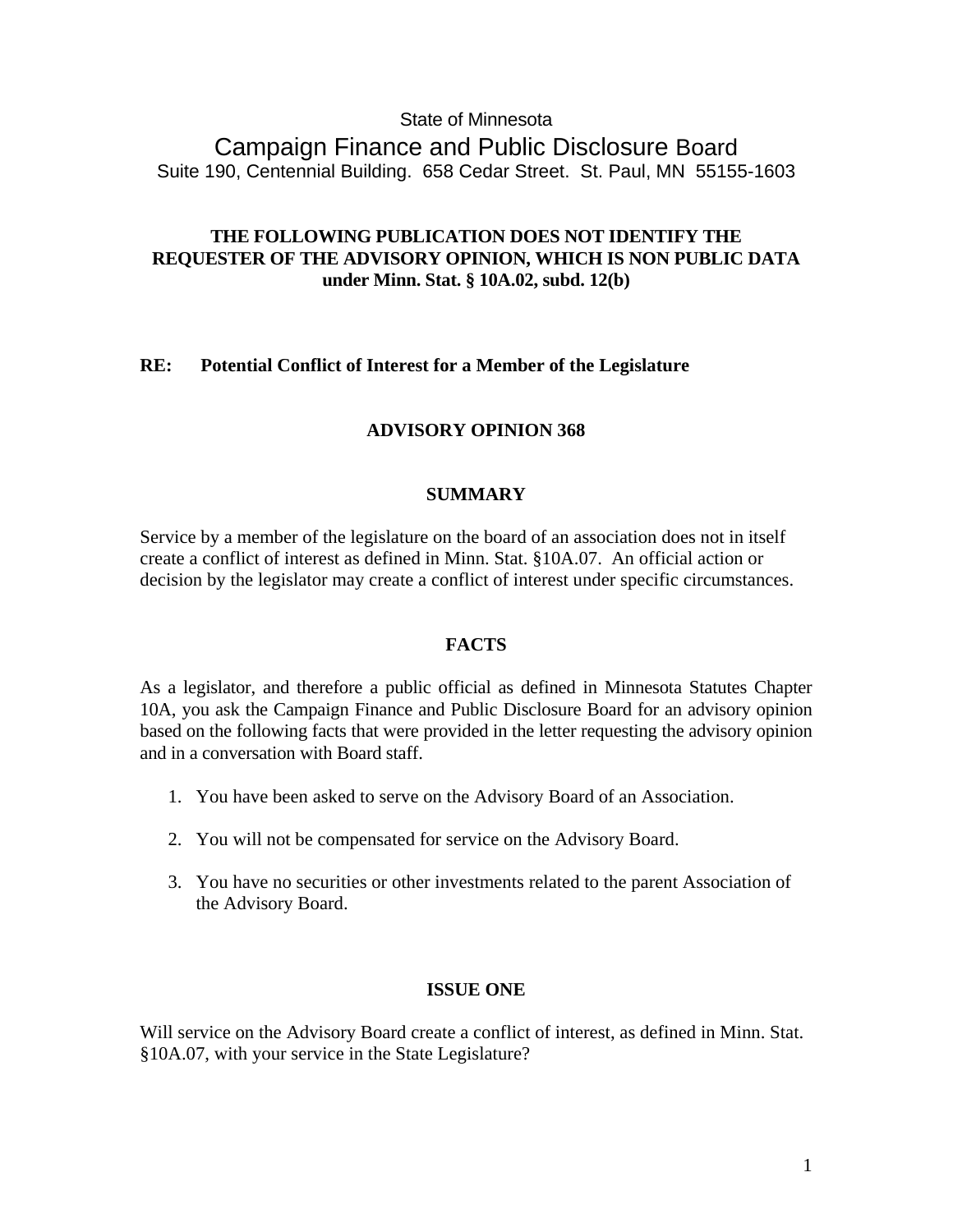State of Minnesota

# Campaign Finance and Public Disclosure Board

Suite 190, Centennial Building. 658 Cedar Street. St. Paul, MN 55155-1603

**THE FOLLOWING PUBLICATION DOES NOT IDENTIFY THE REQUESTER OF THE ADVISORY OPINION, WHICH IS NON PUBLIC DATA under Minn. Stat. § 10A.02, subd. 12(b)**

**RE: Potential Conflict of Interest for a Member of the Legislature**

## ADVISORY OPINION 368

### SUMMARY

Service by a member of the legislature on the board of an association does not in itself create a conflict of interest as defined in Minn. Stat. §10A.07. An official action or decision by the legislator may create a conflict of interest under specific circumstances.

### FACTS

As a legislator, and therefore a public official as defined in Minnesota Statutes Chapter 10A, you ask the Campaign Finance and Public Disclosure Board for an advisory opinion based on the following facts that were provided in the letter requesting the advisory opinion and in a conversation with Board staff.

1. You have been asked to serve on the Advisory Board of an Association.
2. You will not be compensated for service on the Advisory Board.
3. You have no securities or other investments related to the parent Association of the Advisory Board.

### ISSUE ONE

Will service on the Advisory Board create a conflict of interest, as defined in Minn. Stat. §10A.07, with your service in the State Legislature?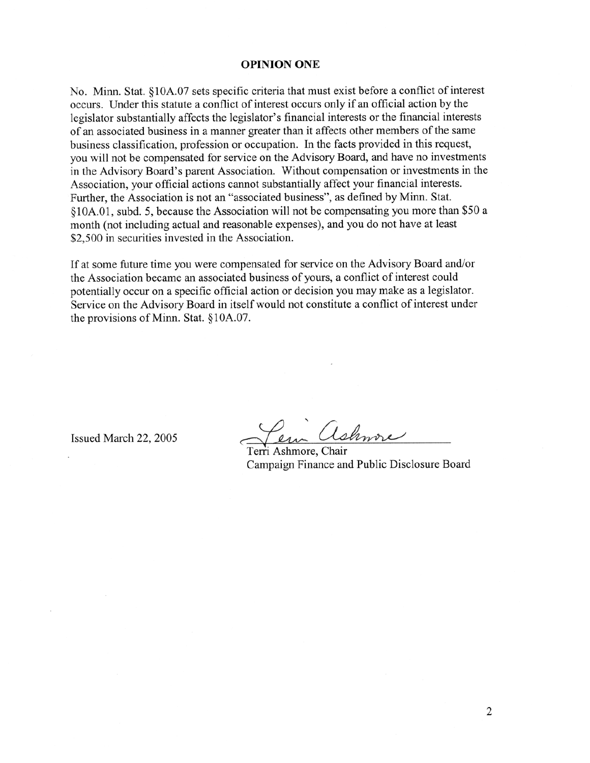## OPINION ONE

No. Minn. Stat. §10A.07 sets specific criteria that must exist before a conflict of interest occurs. Under this statute a conflict of interest occurs only if an official action by the legislator substantially affects the legislator's financial interests or the financial interests of an associated business in a manner greater than it affects other members of the same business classification, profession or occupation. In the facts provided in this request, you will not be compensated for service on the Advisory Board, and have no investments in the Advisory Board's parent Association. Without compensation or investments in the Association, your official actions cannot substantially affect your financial interests. Further, the Association is not an "associated business", as defined by Minn. Stat. §10A.01, subd. 5, because the Association will not be compensating you more than $50 a month (not including actual and reasonable expenses), and you do not have at least $2,500 in securities invested in the Association.

If at some future time you were compensated for service on the Advisory Board and/or the Association became an associated business of yours, a conflict of interest could potentially occur on a specific official action or decision you may make as a legislator. Service on the Advisory Board in itself would not constitute a conflict of interest under the provisions of Minn. Stat. §10A.07.

Issued March 22, 2005

Terri Ashmore, Chair
Campaign Finance and Public Disclosure Board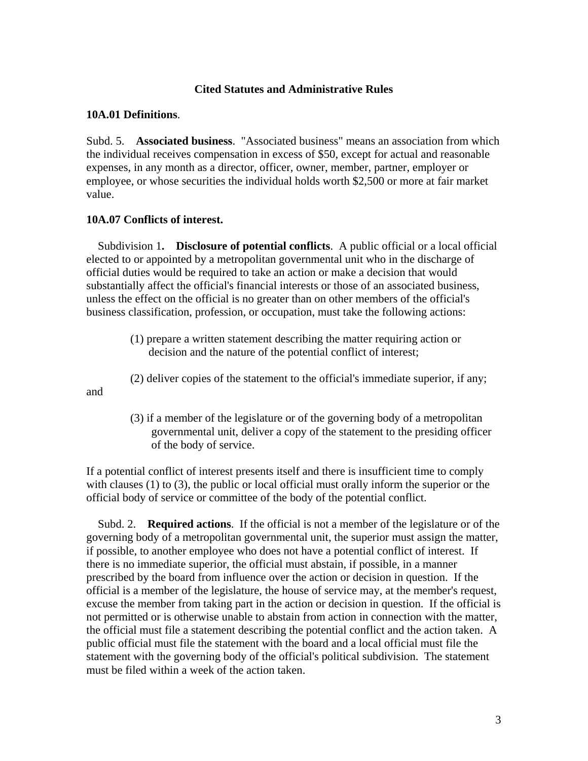**Cited Statutes and Administrative Rules**

**10A.01 Definitions**.

Subd. 5. **Associated business**. "Associated business" means an association from which the individual receives compensation in excess of $50, except for actual and reasonable expenses, in any month as a director, officer, owner, member, partner, employer or employee, or whose securities the individual holds worth $2,500 or more at fair market value.

**10A.07 Conflicts of interest.**

Subdivision 1**.** **Disclosure of potential conflicts**. A public official or a local official elected to or appointed by a metropolitan governmental unit who in the discharge of official duties would be required to take an action or make a decision that would substantially affect the official's financial interests or those of an associated business, unless the effect on the official is no greater than on other members of the official's business classification, profession, or occupation, must take the following actions:

(1) prepare a written statement describing the matter requiring action or decision and the nature of the potential conflict of interest;

(2) deliver copies of the statement to the official's immediate superior, if any; and

(3) if a member of the legislature or of the governing body of a metropolitan governmental unit, deliver a copy of the statement to the presiding officer of the body of service.

If a potential conflict of interest presents itself and there is insufficient time to comply with clauses (1) to (3), the public or local official must orally inform the superior or the official body of service or committee of the body of the potential conflict.

Subd. 2. **Required actions**. If the official is not a member of the legislature or of the governing body of a metropolitan governmental unit, the superior must assign the matter, if possible, to another employee who does not have a potential conflict of interest. If there is no immediate superior, the official must abstain, if possible, in a manner prescribed by the board from influence over the action or decision in question. If the official is a member of the legislature, the house of service may, at the member's request, excuse the member from taking part in the action or decision in question. If the official is not permitted or is otherwise unable to abstain from action in connection with the matter, the official must file a statement describing the potential conflict and the action taken. A public official must file the statement with the board and a local official must file the statement with the governing body of the official's political subdivision. The statement must be filed within a week of the action taken.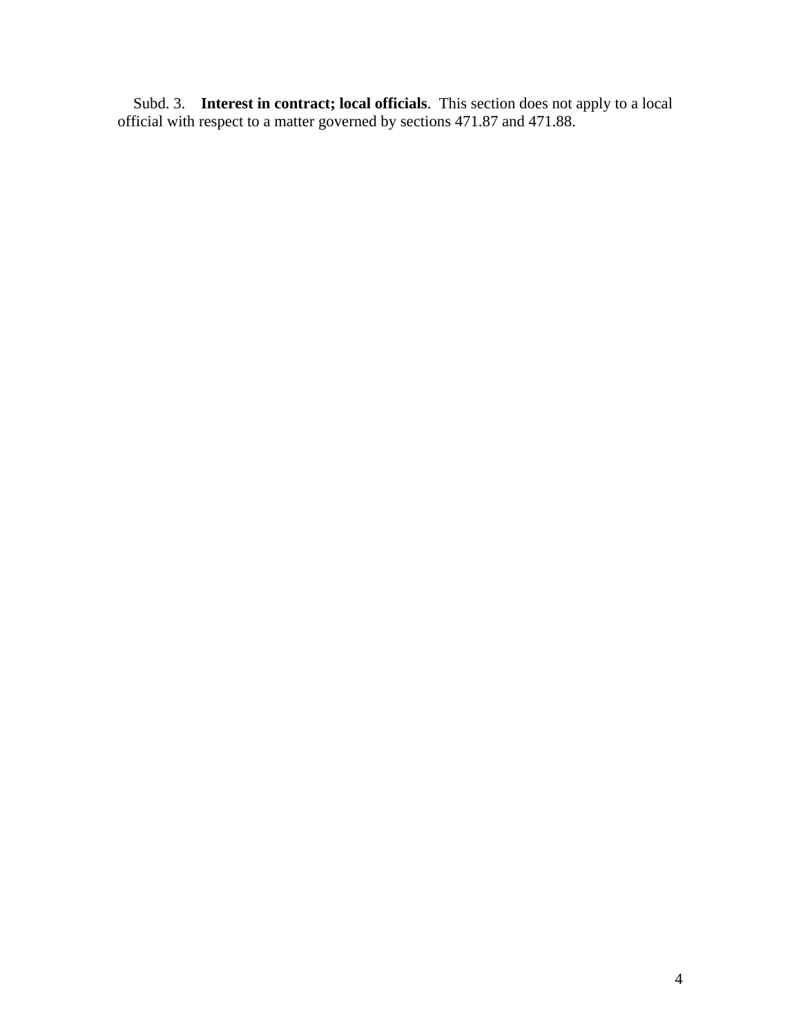Subd. 3. **Interest in contract; local officials**. This section does not apply to a local official with respect to a matter governed by sections 471.87 and 471.88.